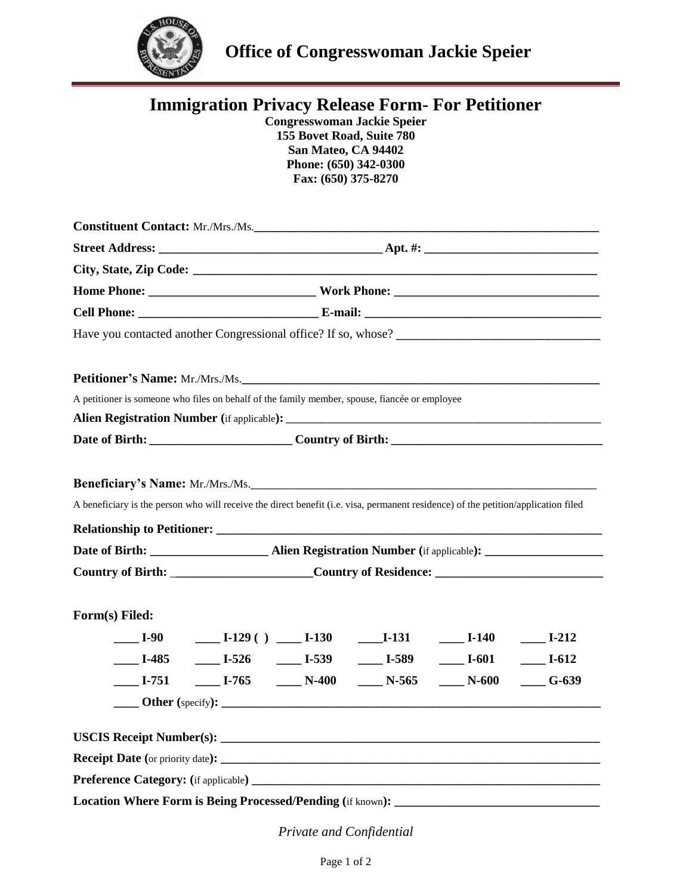# Office of Congresswoman Jackie Speier

## Immigration Privacy Release Form- For Petitioner

**Congresswoman Jackie Speier**
**155 Bovet Road, Suite 780**
**San Mateo, CA 94402**
**Phone: (650) 342-0300**
**Fax: (650) 375-8270**

**Constituent Contact:** Mr./Mrs./Ms.\_\_\_\_\_\_\_\_\_\_\_\_\_\_\_\_\_\_\_\_\_\_\_\_\_\_\_\_\_\_\_\_\_\_\_\_\_\_\_\_\_\_\_\_\_\_\_\_

**Street Address:** \_\_\_\_\_\_\_\_\_\_\_\_\_\_\_\_\_\_\_\_\_\_\_\_\_\_\_\_\_\_\_\_ **Apt. #:** \_\_\_\_\_\_\_\_\_\_\_\_\_\_\_\_\_\_\_\_\_\_\_\_

**City, State, Zip Code:** \_\_\_\_\_\_\_\_\_\_\_\_\_\_\_\_\_\_\_\_\_\_\_\_\_\_\_\_\_\_\_\_\_\_\_\_\_\_\_\_\_\_\_\_\_\_\_\_\_\_\_\_\_\_\_

**Home Phone:** \_\_\_\_\_\_\_\_\_\_\_\_\_\_\_\_\_\_\_\_\_\_\_ **Work Phone:** \_\_\_\_\_\_\_\_\_\_\_\_\_\_\_\_\_\_\_\_\_\_\_\_\_\_\_\_

**Cell Phone:** \_\_\_\_\_\_\_\_\_\_\_\_\_\_\_\_\_\_\_\_\_\_\_\_ **E-mail:** \_\_\_\_\_\_\_\_\_\_\_\_\_\_\_\_\_\_\_\_\_\_\_\_\_\_\_\_\_\_\_\_\_\_

Have you contacted another Congressional office? If so, whose? \_\_\_\_\_\_\_\_\_\_\_\_\_\_\_\_\_\_\_\_\_\_\_\_\_\_\_\_

**Petitioner's Name:** Mr./Mrs./Ms.\_\_\_\_\_\_\_\_\_\_\_\_\_\_\_\_\_\_\_\_\_\_\_\_\_\_\_\_\_\_\_\_\_\_\_\_\_\_\_\_\_\_\_\_\_\_\_\_\_\_

A petitioner is someone who files on behalf of the family member, spouse, fiancée or employee

**Alien Registration Number (**if applicable**):** \_\_\_\_\_\_\_\_\_\_\_\_\_\_\_\_\_\_\_\_\_\_\_\_\_\_\_\_\_\_\_\_\_\_\_\_\_\_\_\_\_\_\_\_

**Date of Birth:** \_\_\_\_\_\_\_\_\_\_\_\_\_\_\_\_\_\_\_\_ **Country of Birth:** \_\_\_\_\_\_\_\_\_\_\_\_\_\_\_\_\_\_\_\_\_\_\_\_\_\_\_\_\_\_

**Beneficiary's Name:** Mr./Mrs./Ms.\_\_\_\_\_\_\_\_\_\_\_\_\_\_\_\_\_\_\_\_\_\_\_\_\_\_\_\_\_\_\_\_\_\_\_\_\_\_\_\_\_\_\_\_\_\_\_\_\_\_

A beneficiary is the person who will receive the direct benefit (i.e. visa, permanent residence) of the petition/application filed

**Relationship to Petitioner:** \_\_\_\_\_\_\_\_\_\_\_\_\_\_\_\_\_\_\_\_\_\_\_\_\_\_\_\_\_\_\_\_\_\_\_\_\_\_\_\_\_\_\_\_\_\_\_\_\_\_\_\_\_\_

**Date of Birth:** \_\_\_\_\_\_\_\_\_\_\_\_\_\_\_\_ **Alien Registration Number (**if applicable**):** \_\_\_\_\_\_\_\_\_\_\_\_\_\_\_\_\_

**Country of Birth:** \_\_\_\_\_\_\_\_\_\_\_\_\_\_\_\_\_\_\_\_**Country of Residence:** \_\_\_\_\_\_\_\_\_\_\_\_\_\_\_\_\_\_\_\_\_\_\_\_

**Form(s) Filed:**

| | | | | | |
|---|---|---|---|---|---|
| \_\_\_\_ **I-90** | \_\_\_\_ **I-129 ( )** | \_\_\_\_ **I-130** | \_\_\_\_**I-131** | \_\_\_\_ **I-140** | \_\_\_\_ **I-212** |
| \_\_\_\_ **I-485** | \_\_\_\_ **I-526** | \_\_\_\_ **I-539** | \_\_\_\_ **I-589** | \_\_\_\_ **I-601** | \_\_\_\_ **I-612** |
| \_\_\_\_ **I-751** | \_\_\_\_ **I-765** | \_\_\_\_ **N-400** | \_\_\_\_ **N-565** | \_\_\_\_ **N-600** | \_\_\_\_ **G-639** |

\_\_\_\_ **Other (**specify**):** \_\_\_\_\_\_\_\_\_\_\_\_\_\_\_\_\_\_\_\_\_\_\_\_\_\_\_\_\_\_\_\_\_\_\_\_\_\_\_\_\_\_\_\_\_\_\_\_\_\_\_\_\_\_\_

**USCIS Receipt Number(s):** \_\_\_\_\_\_\_\_\_\_\_\_\_\_\_\_\_\_\_\_\_\_\_\_\_\_\_\_\_\_\_\_\_\_\_\_\_\_\_\_\_\_\_\_\_\_\_\_\_\_\_\_\_

**Receipt Date (**or priority date**):** \_\_\_\_\_\_\_\_\_\_\_\_\_\_\_\_\_\_\_\_\_\_\_\_\_\_\_\_\_\_\_\_\_\_\_\_\_\_\_\_\_\_\_\_\_\_\_\_\_\_\_

**Preference Category: (**if applicable**)** \_\_\_\_\_\_\_\_\_\_\_\_\_\_\_\_\_\_\_\_\_\_\_\_\_\_\_\_\_\_\_\_\_\_\_\_\_\_\_\_\_\_\_\_\_\_\_\_

**Location Where Form is Being Processed/Pending (**if known**):** \_\_\_\_\_\_\_\_\_\_\_\_\_\_\_\_\_\_\_\_\_\_\_\_\_\_\_\_

*Private and Confidential*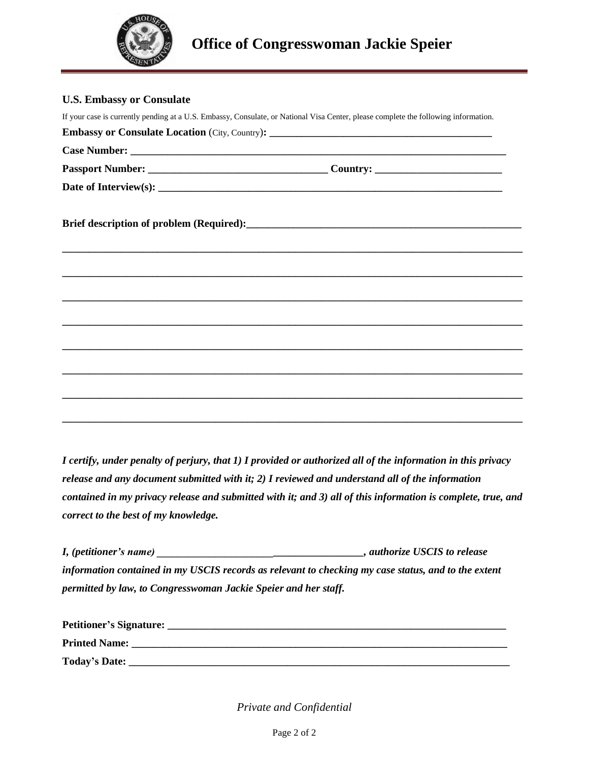# Office of Congresswoman Jackie Speier

## U.S. Embassy or Consulate

If your case is currently pending at a U.S. Embassy, Consulate, or National Visa Center, please complete the following information.

**Embassy or Consulate Location** (City, Country)**:** ___________________________________________

**Case Number:** ___________________________________________

**Passport Number:** ___________________________________ **Country:** _________________________

**Date of Interview(s):** ___________________________________________

**Brief description of problem (Required):**___________________________________________

___________________________________________

___________________________________________

___________________________________________

___________________________________________

___________________________________________

___________________________________________

___________________________________________

___________________________________________

***I certify, under penalty of perjury, that 1) I provided or authorized all of the information in this privacy release and any document submitted with it; 2) I reviewed and understand all of the information contained in my privacy release and submitted with it; and 3) all of this information is complete, true, and correct to the best of my knowledge.***

***I, (petitioner's name)* _______________________________________, *authorize USCIS to release information contained in my USCIS records as relevant to checking my case status, and to the extent permitted by law, to Congresswoman Jackie Speier and her staff.***

**Petitioner's Signature:** ___________________________________________

**Printed Name:** ___________________________________________

**Today's Date:** ___________________________________________

*Private and Confidential*